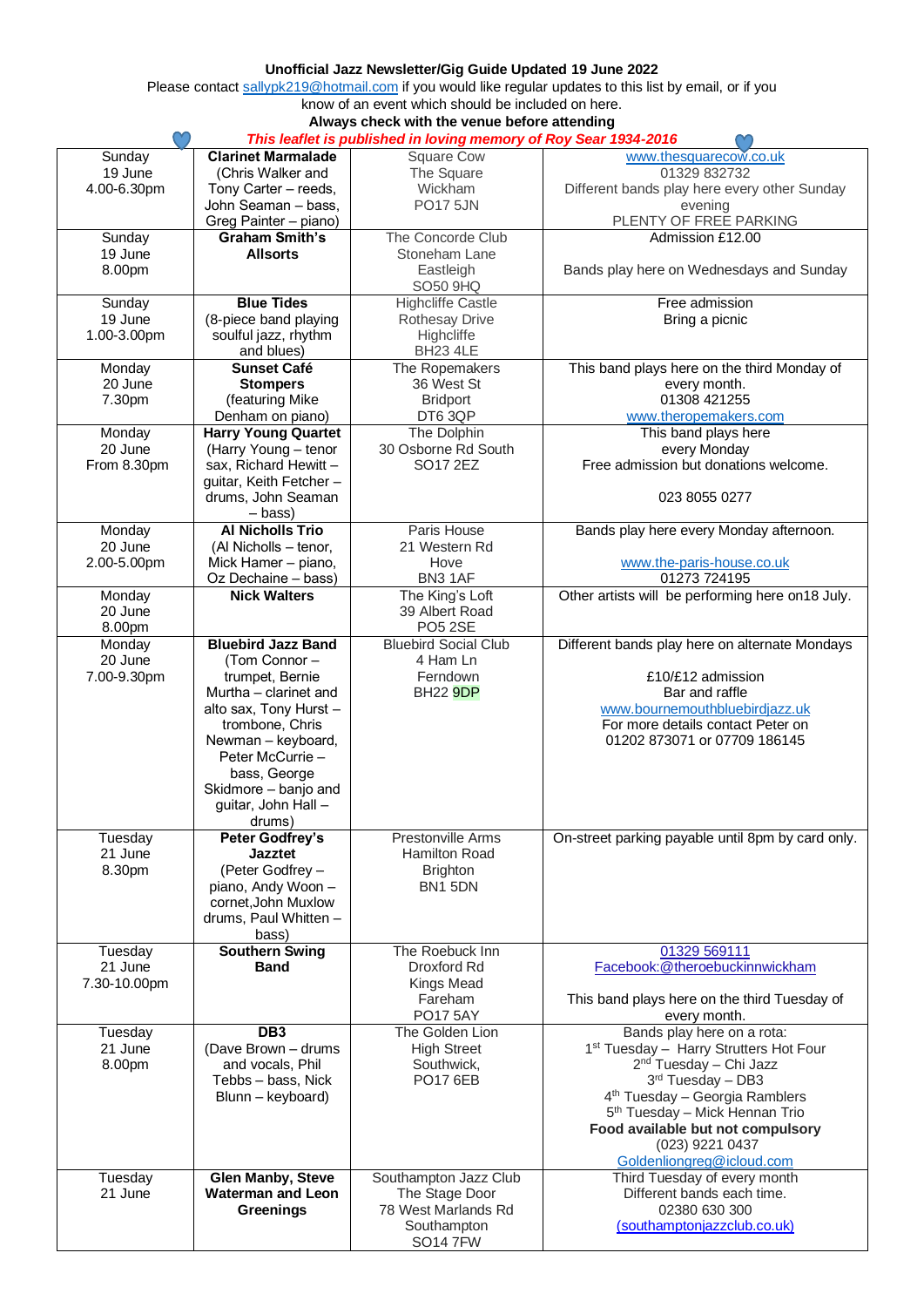**Unofficial Jazz Newsletter/Gig Guide Updated 19 June 2022**

Please contact sallypk219@hotmail.com if you would like regular updates to this list by email, or if you know of an event which should be included on here.

**Always check with the venue before attending**

***This leaflet is published in loving memory of Roy Sear 1934-2016***

| Date | Band | Venue | Details |
|---|---|---|---|
| Sunday 19 June 4.00-6.30pm | **Clarinet Marmalade** (Chris Walker and Tony Carter – reeds, John Seaman – bass, Greg Painter – piano) | Square Cow The Square Wickham PO17 5JN | www.thesquarecow.co.uk 01329 832732 Different bands play here every other Sunday evening PLENTY OF FREE PARKING |
| Sunday 19 June 8.00pm | **Graham Smith's Allsorts** | The Concorde Club Stoneham Lane Eastleigh SO50 9HQ | Admission £12.00 Bands play here on Wednesdays and Sunday |
| Sunday 19 June 1.00-3.00pm | **Blue Tides** (8-piece band playing soulful jazz, rhythm and blues) | Highcliffe Castle Rothesay Drive Highcliffe BH23 4LE | Free admission Bring a picnic |
| Monday 20 June 7.30pm | **Sunset Café Stompers** (featuring Mike Denham on piano) | The Ropemakers 36 West St Bridport DT6 3QP | This band plays here on the third Monday of every month. 01308 421255 www.theropemakers.com |
| Monday 20 June From 8.30pm | **Harry Young Quartet** (Harry Young – tenor sax, Richard Hewitt – guitar, Keith Fetcher – drums, John Seaman – bass) | The Dolphin 30 Osborne Rd South SO17 2EZ | This band plays here every Monday Free admission but donations welcome. 023 8055 0277 |
| Monday 20 June 2.00-5.00pm | **Al Nicholls Trio** (Al Nicholls – tenor, Mick Hamer – piano, Oz Dechaine – bass) | Paris House 21 Western Rd Hove BN3 1AF | Bands play here every Monday afternoon. www.the-paris-house.co.uk 01273 724195 |
| Monday 20 June 8.00pm | **Nick Walters** | The King's Loft 39 Albert Road PO5 2SE | Other artists will be performing here on18 July. |
| Monday 20 June 7.00-9.30pm | **Bluebird Jazz Band** (Tom Connor – trumpet, Bernie Murtha – clarinet and alto sax, Tony Hurst – trombone, Chris Newman – keyboard, Peter McCurrie – bass, George Skidmore – banjo and guitar, John Hall – drums) | Bluebird Social Club 4 Ham Ln Ferndown BH22 9DP | Different bands play here on alternate Mondays £10/£12 admission Bar and raffle www.bournemouthbluebirdjazz.uk For more details contact Peter on 01202 873071 or 07709 186145 |
| Tuesday 21 June 8.30pm | **Peter Godfrey's Jazztet** (Peter Godfrey – piano, Andy Woon – cornet,John Muxlow drums, Paul Whitten – bass) | Prestonville Arms Hamilton Road Brighton BN1 5DN | On-street parking payable until 8pm by card only. |
| Tuesday 21 June 7.30-10.00pm | **Southern Swing Band** | The Roebuck Inn Droxford Rd Kings Mead Fareham PO17 5AY | 01329 569111 Facebook:@theroebuckinnwickham This band plays here on the third Tuesday of every month. |
| Tuesday 21 June 8.00pm | **DB3** (Dave Brown – drums and vocals, Phil Tebbs – bass, Nick Blunn – keyboard) | The Golden Lion High Street Southwick, PO17 6EB | Bands play here on a rota: 1st Tuesday – Harry Strutters Hot Four 2nd Tuesday – Chi Jazz 3rd Tuesday – DB3 4th Tuesday – Georgia Ramblers 5th Tuesday – Mick Hennan Trio **Food available but not compulsory** (023) 9221 0437 Goldenliongreg@icloud.com |
| Tuesday 21 June | **Glen Manby, Steve Waterman and Leon Greenings** | Southampton Jazz Club The Stage Door 78 West Marlands Rd Southampton SO14 7FW | Third Tuesday of every month Different bands each time. 02380 630 300 (southamptonjazzclub.co.uk) |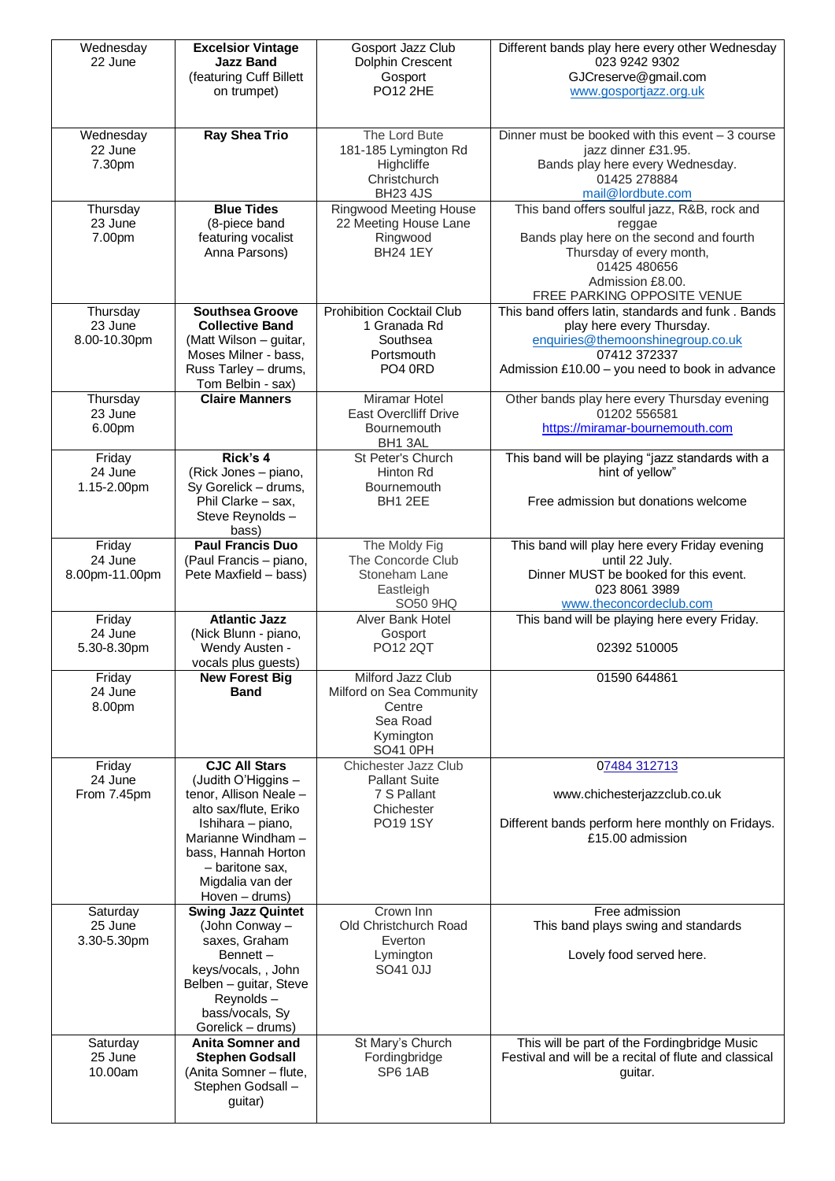| Wednesday 22 June | **Excelsior Vintage Jazz Band** (featuring Cuff Billett on trumpet) | Gosport Jazz Club Dolphin Crescent Gosport PO12 2HE | Different bands play here every other Wednesday 023 9242 9302 GJCreserve@gmail.com www.gosportjazz.org.uk |
|---|---|---|---|
| Wednesday 22 June 7.30pm | **Ray Shea Trio** | The Lord Bute 181-185 Lymington Rd Highcliffe Christchurch BH23 4JS | Dinner must be booked with this event – 3 course jazz dinner £31.95. Bands play here every Wednesday. 01425 278884 mail@lordbute.com |
| Thursday 23 June 7.00pm | **Blue Tides** (8-piece band featuring vocalist Anna Parsons) | Ringwood Meeting House 22 Meeting House Lane Ringwood BH24 1EY | This band offers soulful jazz, R&B, rock and reggae Bands play here on the second and fourth Thursday of every month, 01425 480656 Admission £8.00. FREE PARKING OPPOSITE VENUE |
| Thursday 23 June 8.00-10.30pm | **Southsea Groove Collective Band** (Matt Wilson – guitar, Moses Milner - bass, Russ Tarley – drums, Tom Belbin - sax) | Prohibition Cocktail Club 1 Granada Rd Southsea Portsmouth PO4 0RD | This band offers latin, standards and funk . Bands play here every Thursday. enquiries@themoonshinegroup.co.uk 07412 372337 Admission £10.00 – you need to book in advance |
| Thursday 23 June 6.00pm | **Claire Manners** | Miramar Hotel East Overcliff Drive Bournemouth BH1 3AL | Other bands play here every Thursday evening 01202 556581 https://miramar-bournemouth.com |
| Friday 24 June 1.15-2.00pm | **Rick's 4** (Rick Jones – piano, Sy Gorelick – drums, Phil Clarke – sax, Steve Reynolds – bass) | St Peter's Church Hinton Rd Bournemouth BH1 2EE | This band will be playing "jazz standards with a hint of yellow" Free admission but donations welcome |
| Friday 24 June 8.00pm-11.00pm | **Paul Francis Duo** (Paul Francis – piano, Pete Maxfield – bass) | The Moldy Fig The Concorde Club Stoneham Lane Eastleigh SO50 9HQ | This band will play here every Friday evening until 22 July. Dinner MUST be booked for this event. 023 8061 3989 www.theconcordeclub.com |
| Friday 24 June 5.30-8.30pm | **Atlantic Jazz** (Nick Blunn - piano, Wendy Austen - vocals plus guests) | Alver Bank Hotel Gosport PO12 2QT | This band will be playing here every Friday. 02392 510005 |
| Friday 24 June 8.00pm | **New Forest Big Band** | Milford Jazz Club Milford on Sea Community Centre Sea Road Kymington SO41 0PH | 01590 644861 |
| Friday 24 June From 7.45pm | **CJC All Stars** (Judith O'Higgins – tenor, Allison Neale – alto sax/flute, Eriko Ishihara – piano, Marianne Windham – bass, Hannah Horton – baritone sax, Migdalia van der Hoven – drums) | Chichester Jazz Club Pallant Suite 7 S Pallant Chichester PO19 1SY | 07484 312713 www.chichesterjazzclub.co.uk Different bands perform here monthly on Fridays. £15.00 admission |
| Saturday 25 June 3.30-5.30pm | **Swing Jazz Quintet** (John Conway – saxes, Graham Bennett – keys/vocals, , John Belben – guitar, Steve Reynolds – bass/vocals, Sy Gorelick – drums) | Crown Inn Old Christchurch Road Everton Lymington SO41 0JJ | Free admission This band plays swing and standards Lovely food served here. |
| Saturday 25 June 10.00am | **Anita Somner and Stephen Godsall** (Anita Somner – flute, Stephen Godsall – guitar) | St Mary's Church Fordingbridge SP6 1AB | This will be part of the Fordingbridge Music Festival and will be a recital of flute and classical guitar. |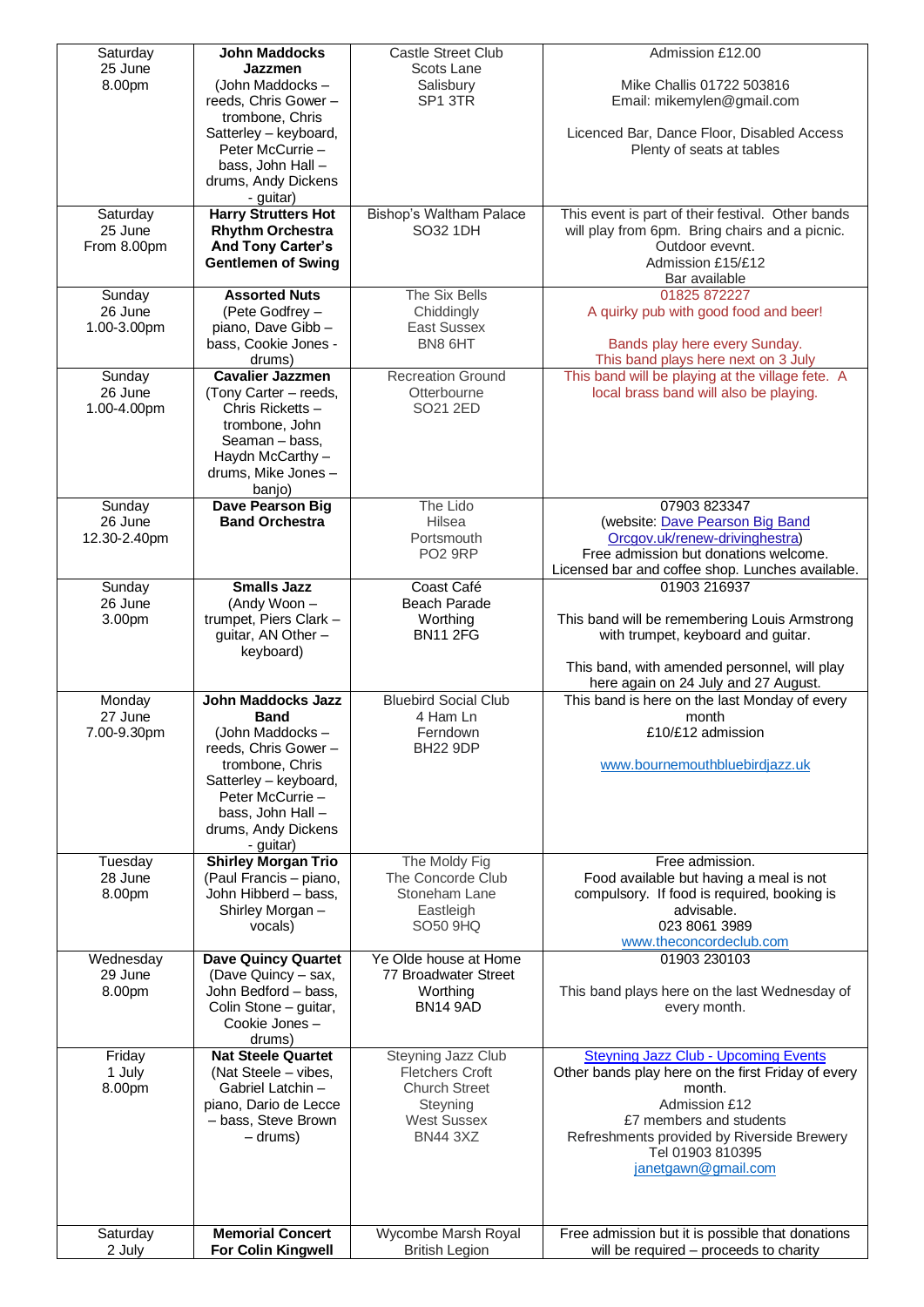| Saturday 25 June 8.00pm | **John Maddocks Jazzmen** (John Maddocks – reeds, Chris Gower – trombone, Chris Satterley – keyboard, Peter McCurrie – bass, John Hall – drums, Andy Dickens - guitar) | Castle Street Club Scots Lane Salisbury SP1 3TR | Admission £12.00<br><br>Mike Challis 01722 503816 Email: mikemylen@gmail.com<br><br>Licenced Bar, Dance Floor, Disabled Access Plenty of seats at tables |
|---|---|---|---|
| Saturday 25 June From 8.00pm | **Harry Strutters Hot Rhythm Orchestra And Tony Carter's Gentlemen of Swing** | Bishop's Waltham Palace SO32 1DH | This event is part of their festival. Other bands will play from 6pm. Bring chairs and a picnic. Outdoor evevnt. Admission £15/£12 Bar available |
| Sunday 26 June 1.00-3.00pm | **Assorted Nuts** (Pete Godfrey – piano, Dave Gibb – bass, Cookie Jones - drums) | The Six Bells Chiddingly East Sussex BN8 6HT | 01825 872227 A quirky pub with good food and beer!<br><br>Bands play here every Sunday. This band plays here next on 3 July |
| Sunday 26 June 1.00-4.00pm | **Cavalier Jazzmen** (Tony Carter – reeds, Chris Ricketts – trombone, John Seaman – bass, Haydn McCarthy – drums, Mike Jones – banjo) | Recreation Ground Otterbourne SO21 2ED | This band will be playing at the village fete. A local brass band will also be playing. |
| Sunday 26 June 12.30-2.40pm | **Dave Pearson Big Band Orchestra** | The Lido Hilsea Portsmouth PO2 9RP | 07903 823347 (website: Dave Pearson Big Band Orcgov.uk/renew-drivinghestra) Free admission but donations welcome. Licensed bar and coffee shop. Lunches available. |
| Sunday 26 June 3.00pm | **Smalls Jazz** (Andy Woon – trumpet, Piers Clark – guitar, AN Other – keyboard) | Coast Café Beach Parade Worthing BN11 2FG | 01903 216937<br><br>This band will be remembering Louis Armstrong with trumpet, keyboard and guitar.<br><br>This band, with amended personnel, will play here again on 24 July and 27 August. |
| Monday 27 June 7.00-9.30pm | **John Maddocks Jazz Band** (John Maddocks – reeds, Chris Gower – trombone, Chris Satterley – keyboard, Peter McCurrie – bass, John Hall – drums, Andy Dickens - guitar) | Bluebird Social Club 4 Ham Ln Ferndown BH22 9DP | This band is here on the last Monday of every month £10/£12 admission<br><br>www.bournemouthbluebirdjazz.uk |
| Tuesday 28 June 8.00pm | **Shirley Morgan Trio** (Paul Francis – piano, John Hibberd – bass, Shirley Morgan – vocals) | The Moldy Fig The Concorde Club Stoneham Lane Eastleigh SO50 9HQ | Free admission. Food available but having a meal is not compulsory. If food is required, booking is advisable. 023 8061 3989 www.theconcordeclub.com |
| Wednesday 29 June 8.00pm | **Dave Quincy Quartet** (Dave Quincy – sax, John Bedford – bass, Colin Stone – guitar, Cookie Jones – drums) | Ye Olde house at Home 77 Broadwater Street Worthing BN14 9AD | 01903 230103<br><br>This band plays here on the last Wednesday of every month. |
| Friday 1 July 8.00pm | **Nat Steele Quartet** (Nat Steele – vibes, Gabriel Latchin – piano, Dario de Lecce – bass, Steve Brown – drums) | Steyning Jazz Club Fletchers Croft Church Street Steyning West Sussex BN44 3XZ | Steyning Jazz Club - Upcoming Events Other bands play here on the first Friday of every month. Admission £12 £7 members and students Refreshments provided by Riverside Brewery Tel 01903 810395 janetgawn@gmail.com |
| Saturday 2 July | **Memorial Concert For Colin Kingwell** | Wycombe Marsh Royal British Legion | Free admission but it is possible that donations will be required – proceeds to charity |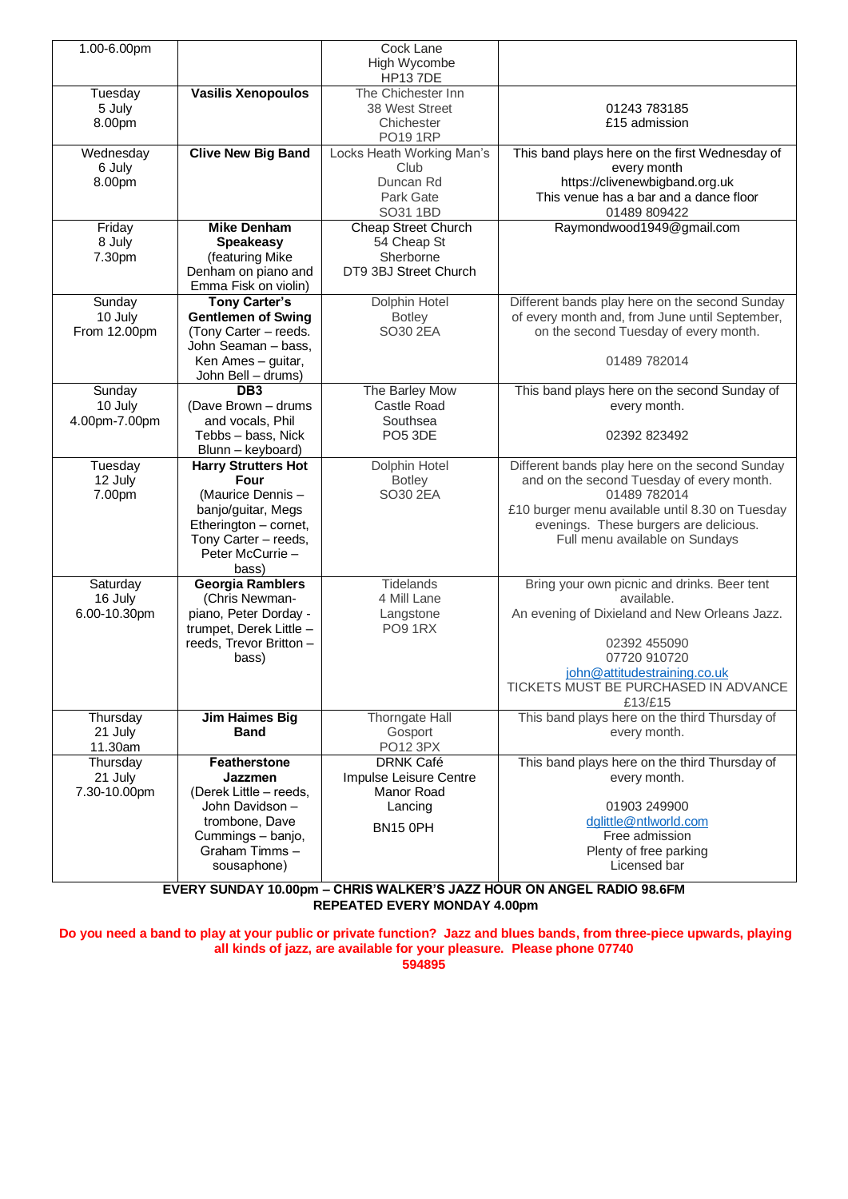| | | | |
|---|---|---|---|
| 1.00-6.00pm | | Cock Lane<br>High Wycombe<br>HP13 7DE | |
| Tuesday<br>5 July<br>8.00pm | **Vasilis Xenopoulos** | The Chichester Inn<br>38 West Street<br>Chichester<br>PO19 1RP | 01243 783185<br>£15 admission |
| Wednesday<br>6 July<br>8.00pm | **Clive New Big Band** | Locks Heath Working Man's Club<br>Duncan Rd<br>Park Gate<br>SO31 1BD | This band plays here on the first Wednesday of every month<br>https://clivenewbigband.org.uk<br>This venue has a bar and a dance floor<br>01489 809422 |
| Friday<br>8 July<br>7.30pm | **Mike Denham Speakeasy**<br>(featuring Mike Denham on piano and Emma Fisk on violin) | Cheap Street Church<br>54 Cheap St<br>Sherborne<br>DT9 3BJ Street Church | Raymondwood1949@gmail.com |
| Sunday<br>10 July<br>From 12.00pm | **Tony Carter's Gentlemen of Swing**<br>(Tony Carter – reeds. John Seaman – bass, Ken Ames – guitar, John Bell – drums) | Dolphin Hotel<br>Botley<br>SO30 2EA | Different bands play here on the second Sunday of every month and, from June until September, on the second Tuesday of every month.<br><br>01489 782014 |
| Sunday<br>10 July<br>4.00pm-7.00pm | **DB3**<br>(Dave Brown – drums and vocals, Phil Tebbs – bass, Nick Blunn – keyboard) | The Barley Mow<br>Castle Road<br>Southsea<br>PO5 3DE | This band plays here on the second Sunday of every month.<br><br>02392 823492 |
| Tuesday<br>12 July<br>7.00pm | **Harry Strutters Hot Four**<br>(Maurice Dennis – banjo/guitar, Megs Etherington – cornet, Tony Carter – reeds, Peter McCurrie – bass) | Dolphin Hotel<br>Botley<br>SO30 2EA | Different bands play here on the second Sunday and on the second Tuesday of every month.<br>01489 782014<br>£10 burger menu available until 8.30 on Tuesday evenings. These burgers are delicious.<br>Full menu available on Sundays |
| Saturday<br>16 July<br>6.00-10.30pm | **Georgia Ramblers**<br>(Chris Newman-piano, Peter Dorday - trumpet, Derek Little – reeds, Trevor Britton – bass) | Tidelands<br>4 Mill Lane<br>Langstone<br>PO9 1RX | Bring your own picnic and drinks. Beer tent available.<br>An evening of Dixieland and New Orleans Jazz.<br><br>02392 455090<br>07720 910720<br>john@attitudestraining.co.uk<br>TICKETS MUST BE PURCHASED IN ADVANCE<br>£13/£15 |
| Thursday<br>21 July<br>11.30am | **Jim Haimes Big Band** | Thorngate Hall<br>Gosport<br>PO12 3PX | This band plays here on the third Thursday of every month. |
| Thursday<br>21 July<br>7.30-10.00pm | **Featherstone Jazzmen**<br>(Derek Little – reeds, John Davidson – trombone, Dave Cummings – banjo, Graham Timms – sousaphone) | DRNK Café<br>Impulse Leisure Centre<br>Manor Road<br>Lancing<br>BN15 0PH | This band plays here on the third Thursday of every month.<br><br>01903 249900<br>dglittle@ntlworld.com<br>Free admission<br>Plenty of free parking<br>Licensed bar |

**EVERY SUNDAY 10.00pm – CHRIS WALKER'S JAZZ HOUR ON ANGEL RADIO 98.6FM**
**REPEATED EVERY MONDAY 4.00pm**

**Do you need a band to play at your public or private function? Jazz and blues bands, from three-piece upwards, playing all kinds of jazz, are available for your pleasure. Please phone 07740 594895**